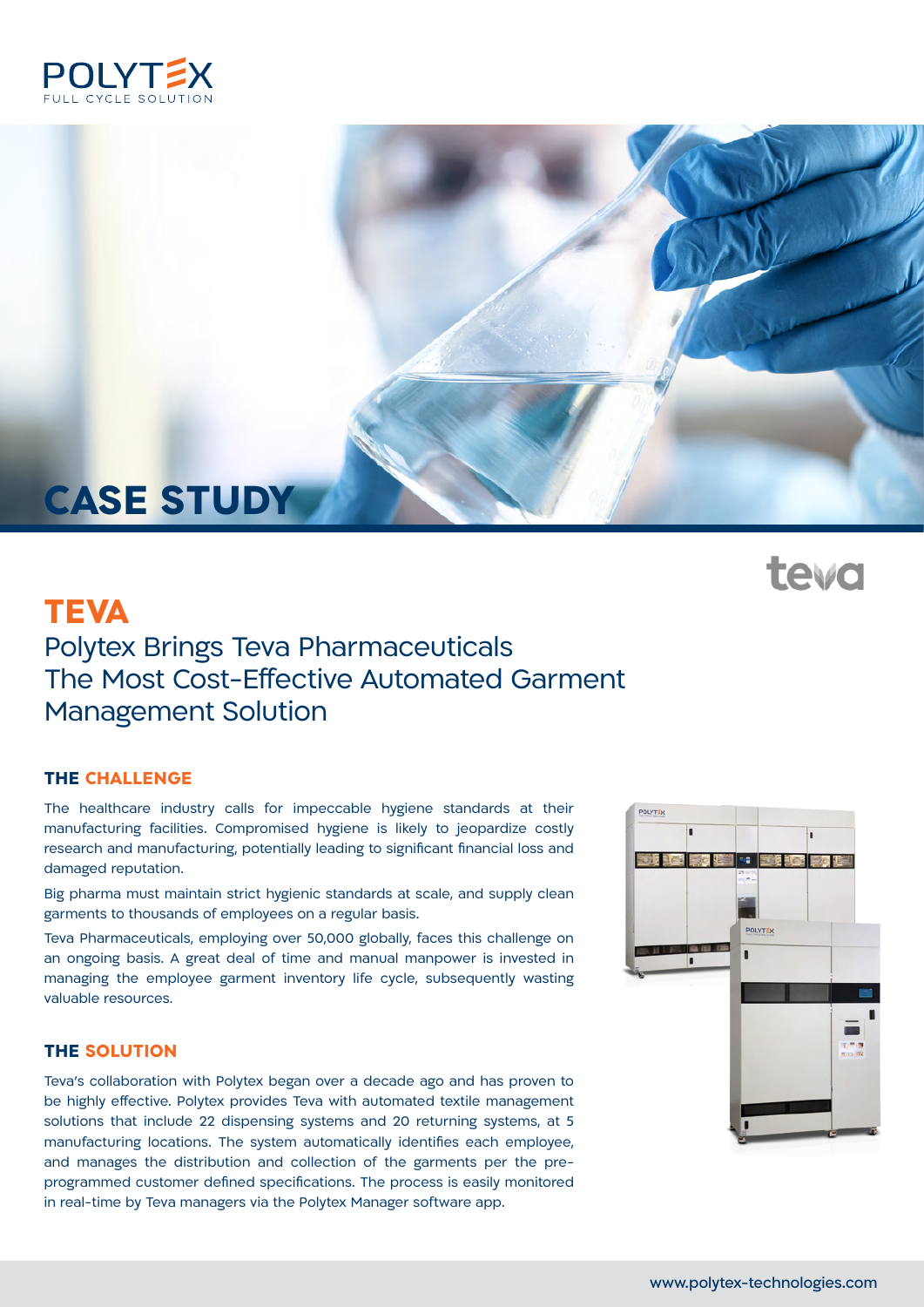POLYTEX
FULL CYCLE SOLUTION

# CASE STUDY

teva

## TEVA

Polytex Brings Teva Pharmaceuticals The Most Cost-Effective Automated Garment Management Solution

### THE CHALLENGE

The healthcare industry calls for impeccable hygiene standards at their manufacturing facilities. Compromised hygiene is likely to jeopardize costly research and manufacturing, potentially leading to significant financial loss and damaged reputation.

Big pharma must maintain strict hygienic standards at scale, and supply clean garments to thousands of employees on a regular basis.

Teva Pharmaceuticals, employing over 50,000 globally, faces this challenge on an ongoing basis. A great deal of time and manual manpower is invested in managing the employee garment inventory life cycle, subsequently wasting valuable resources.

### THE SOLUTION

Teva's collaboration with Polytex began over a decade ago and has proven to be highly effective. Polytex provides Teva with automated textile management solutions that include 22 dispensing systems and 20 returning systems, at 5 manufacturing locations. The system automatically identifies each employee, and manages the distribution and collection of the garments per the pre-programmed customer defined specifications. The process is easily monitored in real-time by Teva managers via the Polytex Manager software app.

www.polytex-technologies.com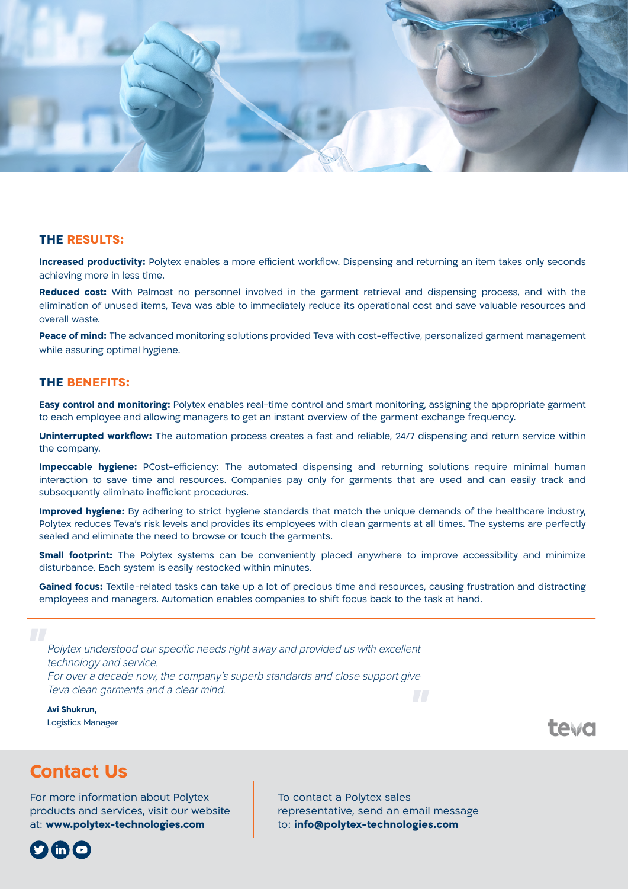## THE RESULTS:

**Increased productivity:** Polytex enables a more efficient workflow. Dispensing and returning an item takes only seconds achieving more in less time.

**Reduced cost:** With Palmost no personnel involved in the garment retrieval and dispensing process, and with the elimination of unused items, Teva was able to immediately reduce its operational cost and save valuable resources and overall waste.

**Peace of mind:** The advanced monitoring solutions provided Teva with cost-effective, personalized garment management while assuring optimal hygiene.

## THE BENEFITS:

**Easy control and monitoring:** Polytex enables real-time control and smart monitoring, assigning the appropriate garment to each employee and allowing managers to get an instant overview of the garment exchange frequency.

**Uninterrupted workflow:** The automation process creates a fast and reliable, 24/7 dispensing and return service within the company.

**Impeccable hygiene:** PCost-efficiency: The automated dispensing and returning solutions require minimal human interaction to save time and resources. Companies pay only for garments that are used and can easily track and subsequently eliminate inefficient procedures.

**Improved hygiene:** By adhering to strict hygiene standards that match the unique demands of the healthcare industry, Polytex reduces Teva's risk levels and provides its employees with clean garments at all times. The systems are perfectly sealed and eliminate the need to browse or touch the garments.

**Small footprint:** The Polytex systems can be conveniently placed anywhere to improve accessibility and minimize disturbance. Each system is easily restocked within minutes.

**Gained focus:** Textile-related tasks can take up a lot of precious time and resources, causing frustration and distracting employees and managers. Automation enables companies to shift focus back to the task at hand.

---

> *Polytex understood our specific needs right away and provided us with excellent technology and service.*
> *For over a decade now, the company's superb standards and close support give Teva clean garments and a clear mind.*

**Avi Shukrun,**
Logistics Manager

teva

## Contact Us

For more information about Polytex products and services, visit our website at: **www.polytex-technologies.com**

To contact a Polytex sales representative, send an email message to: **info@polytex-technologies.com**